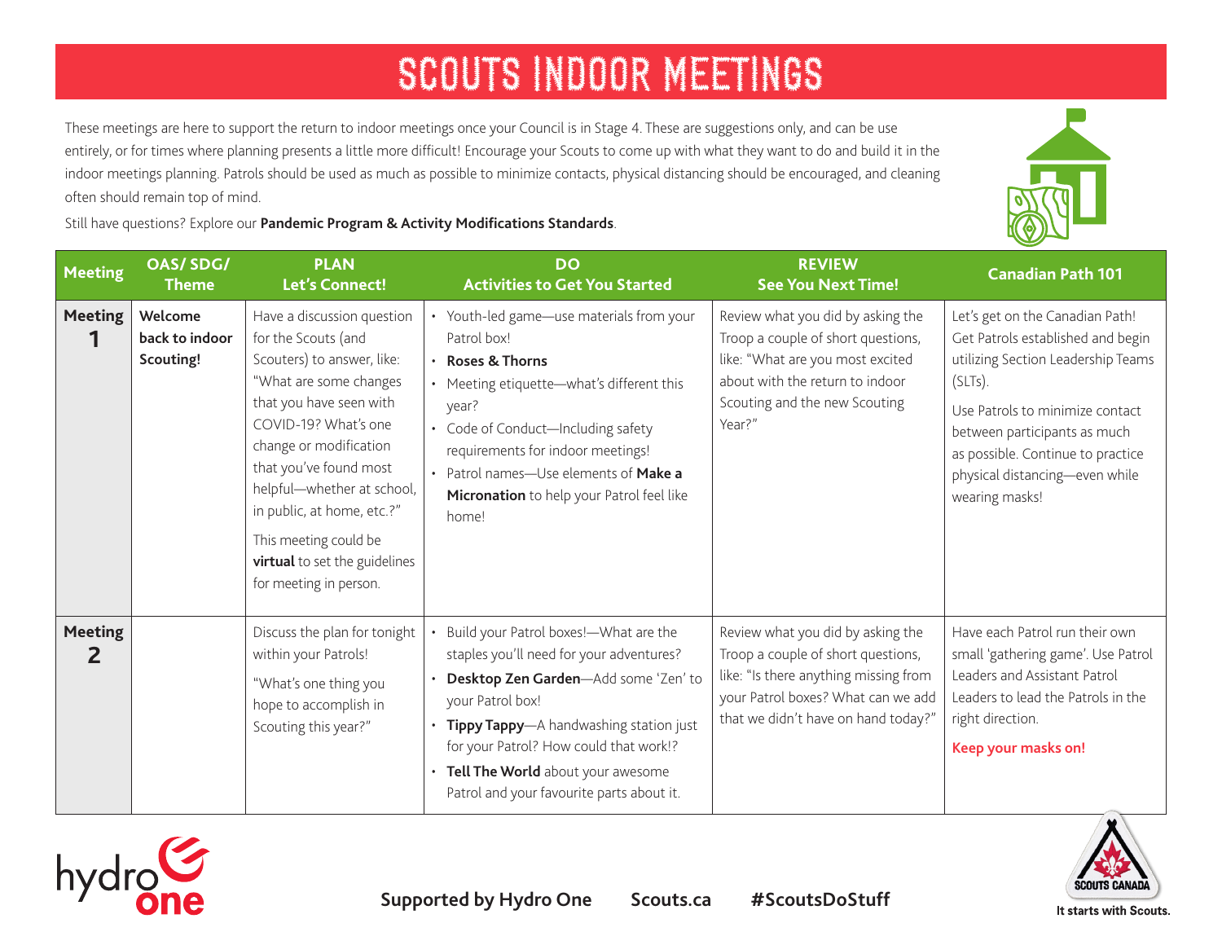# SCOUTS INDOOR MEETINGS

These meetings are here to support the return to indoor meetings once your Council is in Stage 4. These are suggestions only, and can be use entirely, or for times where planning presents a little more difficult! Encourage your Scouts to come up with what they want to do and build it in the indoor meetings planning. Patrols should be used as much as possible to minimize contacts, physical distancing should be encouraged, and cleaning often should remain top of mind.

Still have questions? Explore our **Pandemic Program & Activity Modifications Standards**.

| Meeting | OAS/ SDG/ Theme | PLAN Let's Connect! | DO Activities to Get You Started | REVIEW See You Next Time! | Canadian Path 101 |
|---|---|---|---|---|---|
| **Meeting 1** | **Welcome back to indoor Scouting!** | Have a discussion question for the Scouts (and Scouters) to answer, like: "What are some changes that you have seen with COVID-19? What's one change or modification that you've found most helpful—whether at school, in public, at home, etc.?"<br><br>This meeting could be **virtual** to set the guidelines for meeting in person. | • Youth-led game—use materials from your Patrol box!<br>• **Roses & Thorns**<br>• Meeting etiquette—what's different this year?<br>• Code of Conduct—Including safety requirements for indoor meetings!<br>• Patrol names—Use elements of **Make a Micronation** to help your Patrol feel like home! | Review what you did by asking the Troop a couple of short questions, like: "What are you most excited about with the return to indoor Scouting and the new Scouting Year?" | Let's get on the Canadian Path! Get Patrols established and begin utilizing Section Leadership Teams (SLTs).<br><br>Use Patrols to minimize contact between participants as much as possible. Continue to practice physical distancing—even while wearing masks! |
| **Meeting 2** | | Discuss the plan for tonight within your Patrols!<br><br>"What's one thing you hope to accomplish in Scouting this year?" | • Build your Patrol boxes!—What are the staples you'll need for your adventures?<br>• **Desktop Zen Garden**—Add some 'Zen' to your Patrol box!<br>• **Tippy Tappy**—A handwashing station just for your Patrol? How could that work!?<br>• **Tell The World** about your awesome Patrol and your favourite parts about it. | Review what you did by asking the Troop a couple of short questions, like: "Is there anything missing from your Patrol boxes? What can we add that we didn't have on hand today?" | Have each Patrol run their own small 'gathering game'. Use Patrol Leaders and Assistant Patrol Leaders to lead the Patrols in the right direction.<br><br>**Keep your masks on!** |

**Supported by Hydro One** **Scouts.ca** **#ScoutsDoStuff**

It starts with Scouts.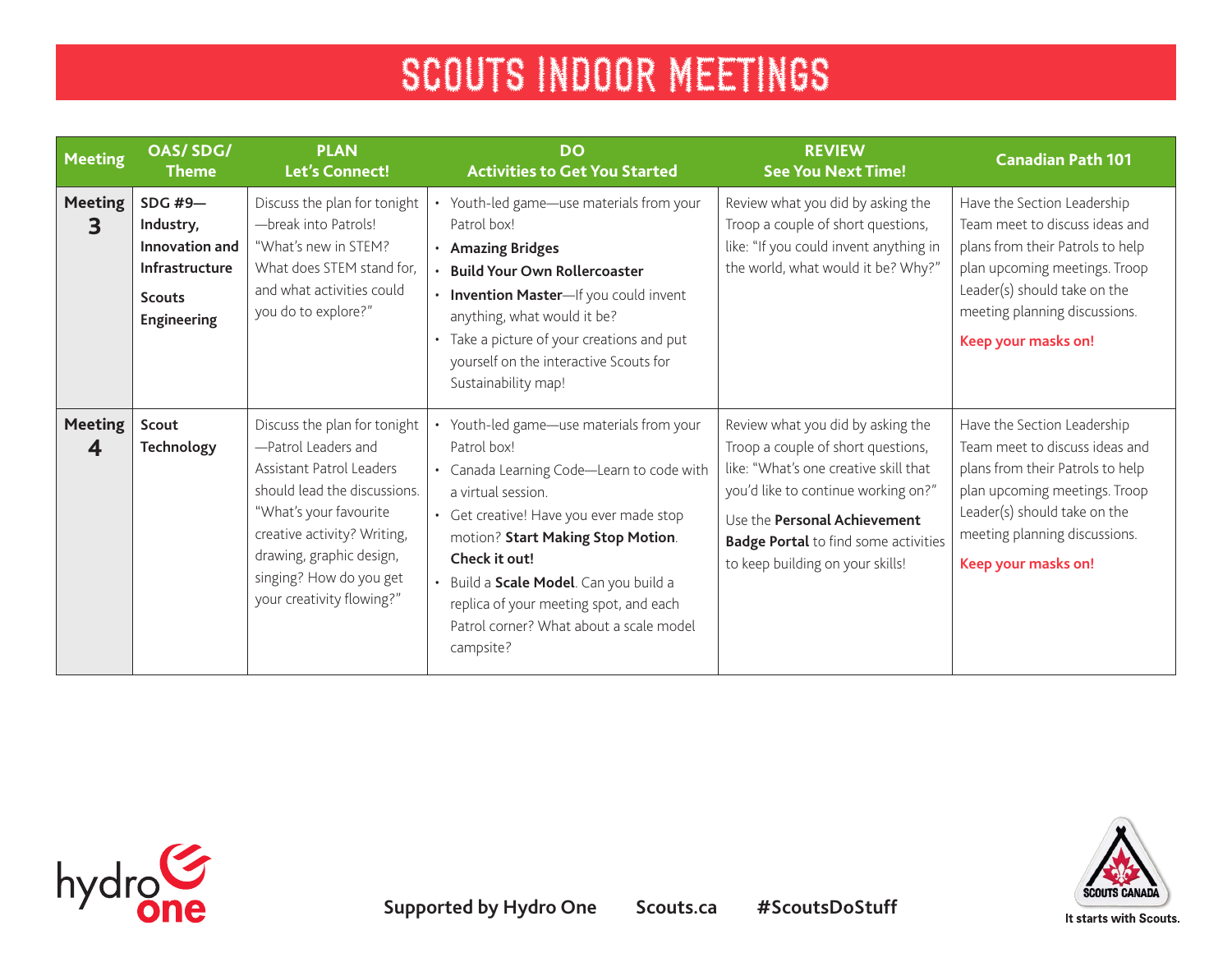# SCOUTS INDOOR MEETINGS

| Meeting | OAS/ SDG/ Theme | PLAN Let's Connect! | DO Activities to Get You Started | REVIEW See You Next Time! | Canadian Path 101 |
|---|---|---|---|---|---|
| **Meeting 3** | **SDG #9—Industry, Innovation and Infrastructure**<br>**Scouts Engineering** | Discuss the plan for tonight—break into Patrols! "What's new in STEM? What does STEM stand for, and what activities could you do to explore?" | • Youth-led game—use materials from your Patrol box!<br>• **Amazing Bridges**<br>• **Build Your Own Rollercoaster**<br>• **Invention Master**—If you could invent anything, what would it be?<br>• Take a picture of your creations and put yourself on the interactive Scouts for Sustainability map! | Review what you did by asking the Troop a couple of short questions, like: "If you could invent anything in the world, what would it be? Why?" | Have the Section Leadership Team meet to discuss ideas and plans from their Patrols to help plan upcoming meetings. Troop Leader(s) should take on the meeting planning discussions.<br>**Keep your masks on!** |
| **Meeting 4** | **Scout Technology** | Discuss the plan for tonight—Patrol Leaders and Assistant Patrol Leaders should lead the discussions. "What's your favourite creative activity? Writing, drawing, graphic design, singing? How do you get your creativity flowing?" | • Youth-led game—use materials from your Patrol box!<br>• Canada Learning Code—Learn to code with a virtual session.<br>• Get creative! Have you ever made stop motion? **Start Making Stop Motion**. **Check it out!**<br>• Build a **Scale Model**. Can you build a replica of your meeting spot, and each Patrol corner? What about a scale model campsite? | Review what you did by asking the Troop a couple of short questions, like: "What's one creative skill that you'd like to continue working on?"<br>Use the **Personal Achievement Badge Portal** to find some activities to keep building on your skills! | Have the Section Leadership Team meet to discuss ideas and plans from their Patrols to help plan upcoming meetings. Troop Leader(s) should take on the meeting planning discussions.<br>**Keep your masks on!** |

**Supported by Hydro One** **Scouts.ca** **#ScoutsDoStuff**

It starts with Scouts.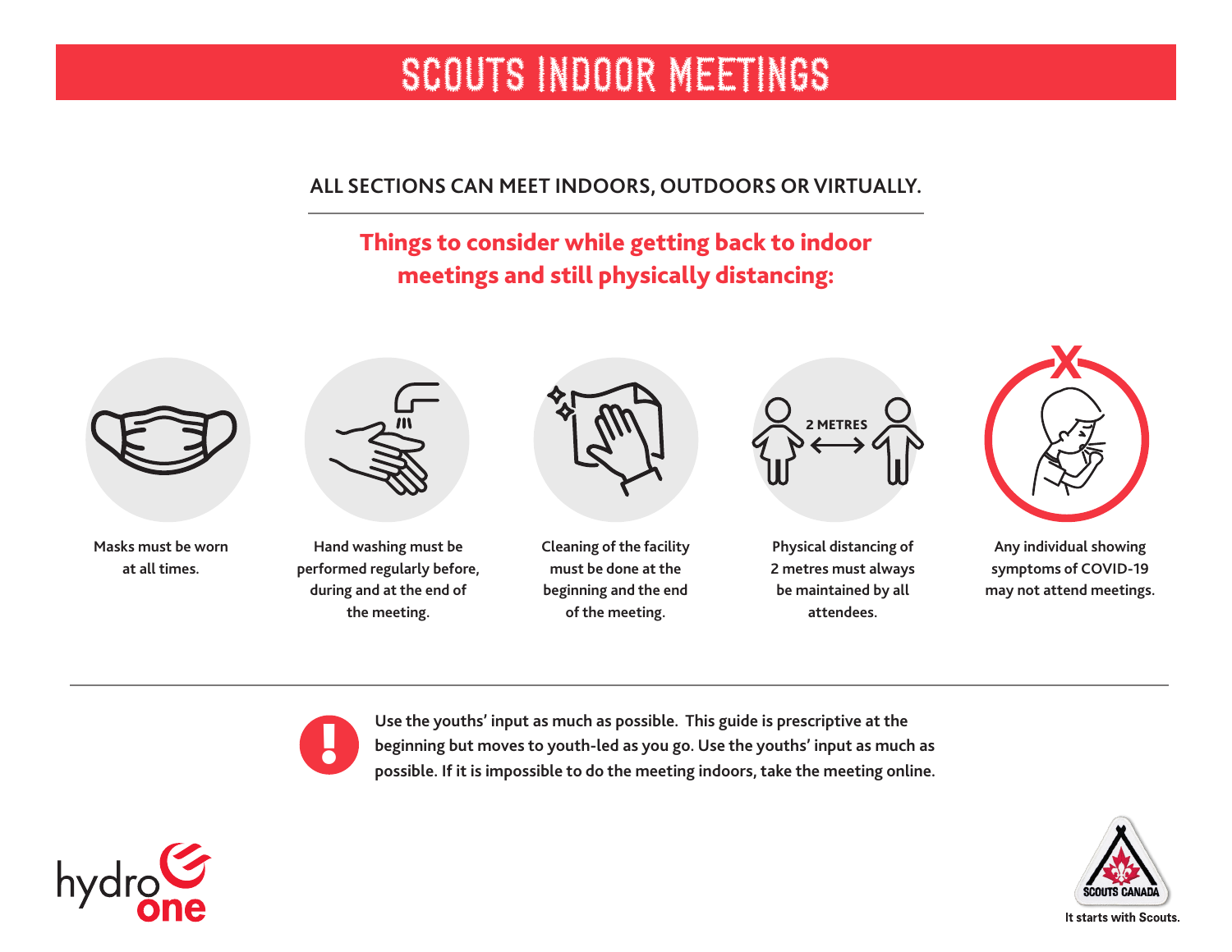# SCOUTS INDOOR MEETINGS

**ALL SECTIONS CAN MEET INDOORS, OUTDOORS OR VIRTUALLY.**

## Things to consider while getting back to indoor meetings and still physically distancing:

- **Masks must be worn at all times.**
- **Hand washing must be performed regularly before, during and at the end of the meeting.**
- **Cleaning of the facility must be done at the beginning and the end of the meeting.**
- **Physical distancing of 2 metres must always be maintained by all attendees.**
- **Any individual showing symptoms of COVID-19 may not attend meetings.**

**Use the youths' input as much as possible. This guide is prescriptive at the beginning but moves to youth-led as you go. Use the youths' input as much as possible. If it is impossible to do the meeting indoors, take the meeting online.**

hydro one

SCOUTS CANADA

It starts with Scouts.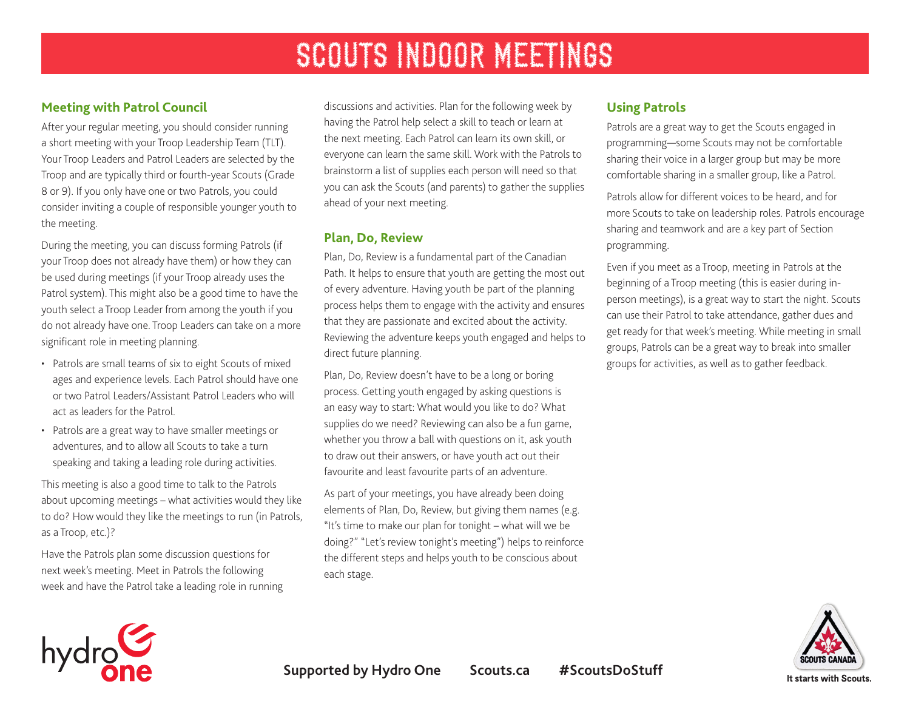# SCOUTS INDOOR MEETINGS

## Meeting with Patrol Council

After your regular meeting, you should consider running a short meeting with your Troop Leadership Team (TLT). Your Troop Leaders and Patrol Leaders are selected by the Troop and are typically third or fourth-year Scouts (Grade 8 or 9). If you only have one or two Patrols, you could consider inviting a couple of responsible younger youth to the meeting.

During the meeting, you can discuss forming Patrols (if your Troop does not already have them) or how they can be used during meetings (if your Troop already uses the Patrol system). This might also be a good time to have the youth select a Troop Leader from among the youth if you do not already have one. Troop Leaders can take on a more significant role in meeting planning.

- Patrols are small teams of six to eight Scouts of mixed ages and experience levels. Each Patrol should have one or two Patrol Leaders/Assistant Patrol Leaders who will act as leaders for the Patrol.
- Patrols are a great way to have smaller meetings or adventures, and to allow all Scouts to take a turn speaking and taking a leading role during activities.

This meeting is also a good time to talk to the Patrols about upcoming meetings – what activities would they like to do? How would they like the meetings to run (in Patrols, as a Troop, etc.)?

Have the Patrols plan some discussion questions for next week's meeting. Meet in Patrols the following week and have the Patrol take a leading role in running discussions and activities. Plan for the following week by having the Patrol help select a skill to teach or learn at the next meeting. Each Patrol can learn its own skill, or everyone can learn the same skill. Work with the Patrols to brainstorm a list of supplies each person will need so that you can ask the Scouts (and parents) to gather the supplies ahead of your next meeting.

## Plan, Do, Review

Plan, Do, Review is a fundamental part of the Canadian Path. It helps to ensure that youth are getting the most out of every adventure. Having youth be part of the planning process helps them to engage with the activity and ensures that they are passionate and excited about the activity. Reviewing the adventure keeps youth engaged and helps to direct future planning.

Plan, Do, Review doesn't have to be a long or boring process. Getting youth engaged by asking questions is an easy way to start: What would you like to do? What supplies do we need? Reviewing can also be a fun game, whether you throw a ball with questions on it, ask youth to draw out their answers, or have youth act out their favourite and least favourite parts of an adventure.

As part of your meetings, you have already been doing elements of Plan, Do, Review, but giving them names (e.g. "It's time to make our plan for tonight – what will we be doing?" "Let's review tonight's meeting") helps to reinforce the different steps and helps youth to be conscious about each stage.

## Using Patrols

Patrols are a great way to get the Scouts engaged in programming—some Scouts may not be comfortable sharing their voice in a larger group but may be more comfortable sharing in a smaller group, like a Patrol.

Patrols allow for different voices to be heard, and for more Scouts to take on leadership roles. Patrols encourage sharing and teamwork and are a key part of Section programming.

Even if you meet as a Troop, meeting in Patrols at the beginning of a Troop meeting (this is easier during in-person meetings), is a great way to start the night. Scouts can use their Patrol to take attendance, gather dues and get ready for that week's meeting. While meeting in small groups, Patrols can be a great way to break into smaller groups for activities, as well as to gather feedback.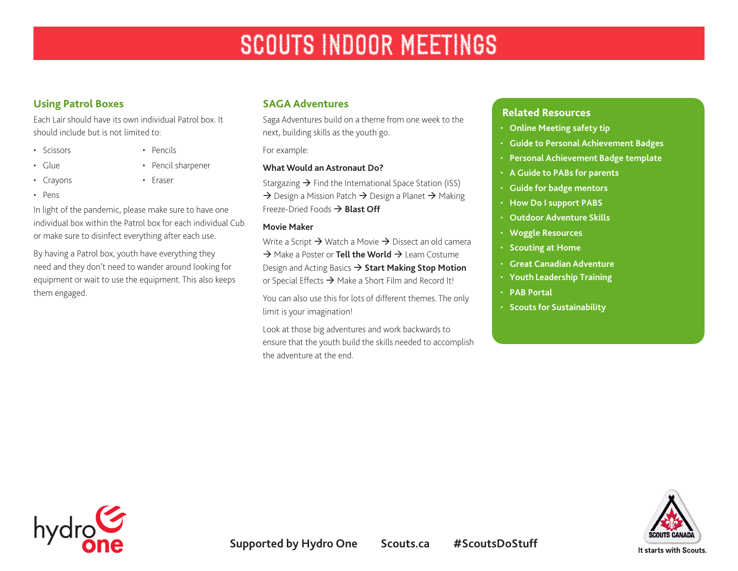# SCOUTS INDOOR MEETINGS

## Using Patrol Boxes

Each Lair should have its own individual Patrol box. It should include but is not limited to:

- Scissors
- Glue
- Crayons
- Pens
- Pencils
- Pencil sharpener
- Eraser

In light of the pandemic, please make sure to have one individual box within the Patrol box for each individual Cub or make sure to disinfect everything after each use.

By having a Patrol box, youth have everything they need and they don't need to wander around looking for equipment or wait to use the equipment. This also keeps them engaged.

## SAGA Adventures

Saga Adventures build on a theme from one week to the next, building skills as the youth go.

For example:

**What Would an Astronaut Do?**

Stargazing → Find the International Space Station (ISS) → Design a Mission Patch → Design a Planet → Making Freeze-Dried Foods → **Blast Off**

**Movie Maker**

Write a Script → Watch a Movie → Dissect an old camera → Make a Poster or **Tell the World** → Learn Costume Design and Acting Basics → **Start Making Stop Motion** or Special Effects → Make a Short Film and Record It!

You can also use this for lots of different themes. The only limit is your imagination!

Look at those big adventures and work backwards to ensure that the youth build the skills needed to accomplish the adventure at the end.

## Related Resources

- Online Meeting safety tip
- Guide to Personal Achievement Badges
- Personal Achievement Badge template
- A Guide to PABs for parents
- Guide for badge mentors
- How Do I support PABS
- Outdoor Adventure Skills
- Woggle Resources
- Scouting at Home
- Great Canadian Adventure
- Youth Leadership Training
- PAB Portal
- Scouts for Sustainability

Supported by Hydro One    Scouts.ca    #ScoutsDoStuff

It starts with Scouts.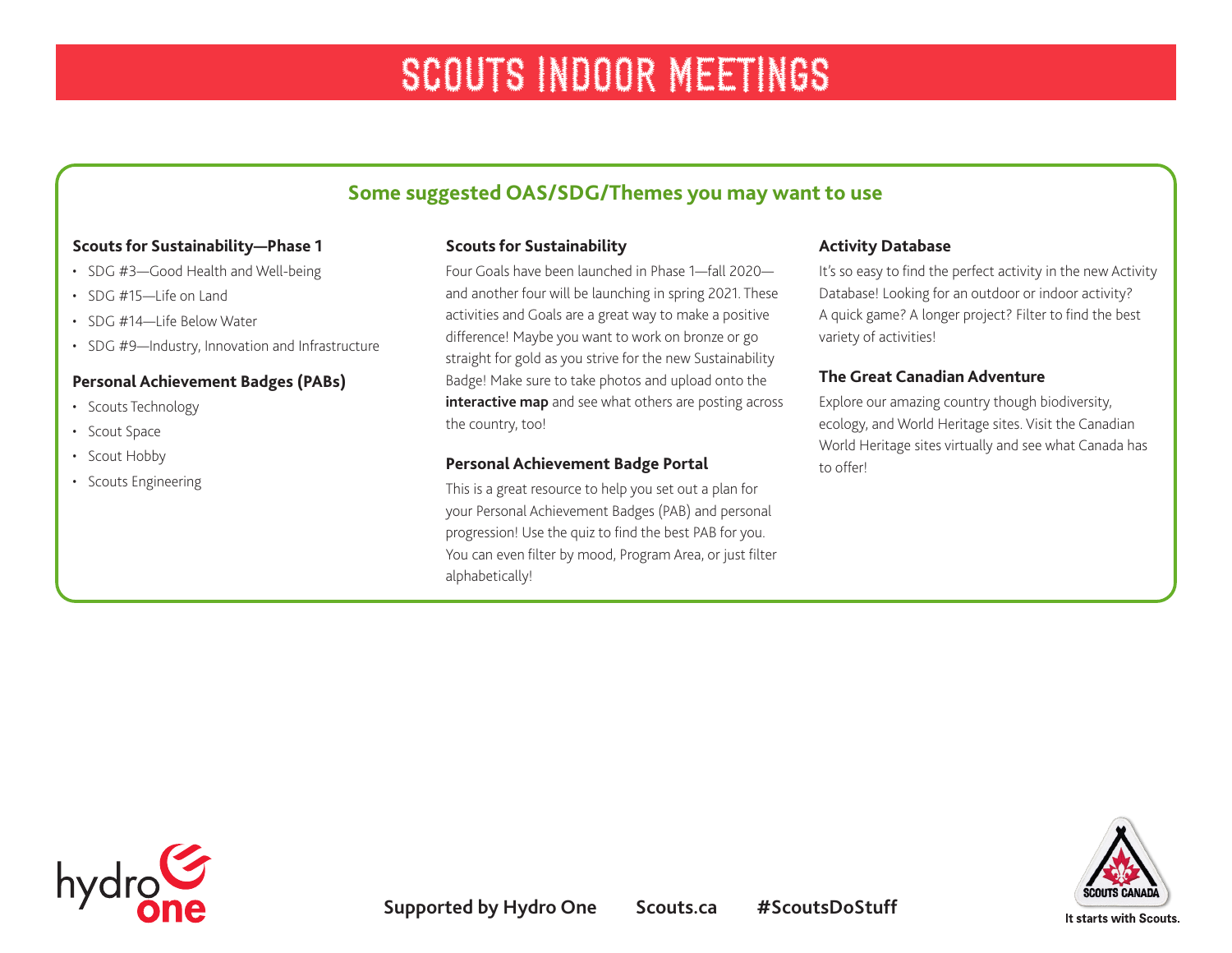# SCOUTS INDOOR MEETINGS

## Some suggested OAS/SDG/Themes you may want to use

### Scouts for Sustainability—Phase 1

- SDG #3—Good Health and Well-being
- SDG #15—Life on Land
- SDG #14—Life Below Water
- SDG #9—Industry, Innovation and Infrastructure

### Personal Achievement Badges (PABs)

- Scouts Technology
- Scout Space
- Scout Hobby
- Scouts Engineering

### Scouts for Sustainability

Four Goals have been launched in Phase 1—fall 2020—and another four will be launching in spring 2021. These activities and Goals are a great way to make a positive difference! Maybe you want to work on bronze or go straight for gold as you strive for the new Sustainability Badge! Make sure to take photos and upload onto the **interactive map** and see what others are posting across the country, too!

### Personal Achievement Badge Portal

This is a great resource to help you set out a plan for your Personal Achievement Badges (PAB) and personal progression! Use the quiz to find the best PAB for you. You can even filter by mood, Program Area, or just filter alphabetically!

### Activity Database

It's so easy to find the perfect activity in the new Activity Database! Looking for an outdoor or indoor activity? A quick game? A longer project? Filter to find the best variety of activities!

### The Great Canadian Adventure

Explore our amazing country though biodiversity, ecology, and World Heritage sites. Visit the Canadian World Heritage sites virtually and see what Canada has to offer!

**Supported by Hydro One** **Scouts.ca** **#ScoutsDoStuff**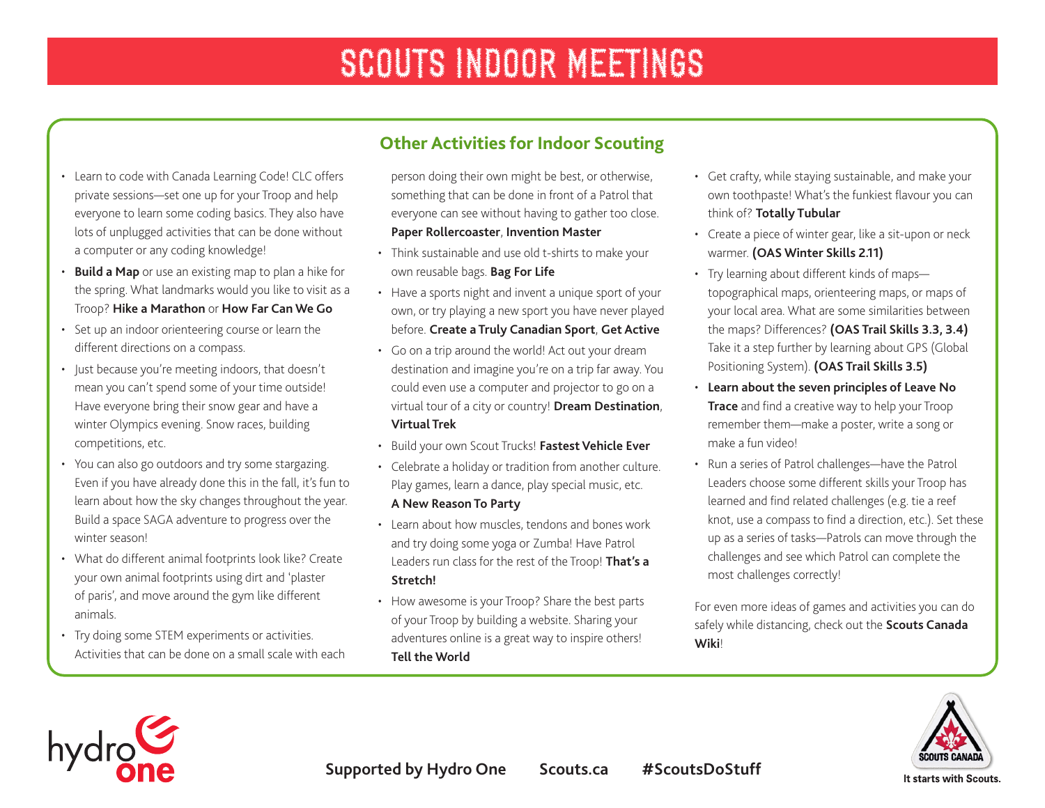# SCOUTS INDOOR MEETINGS

## Other Activities for Indoor Scouting

- Learn to code with Canada Learning Code! CLC offers private sessions—set one up for your Troop and help everyone to learn some coding basics. They also have lots of unplugged activities that can be done without a computer or any coding knowledge!
- **Build a Map** or use an existing map to plan a hike for the spring. What landmarks would you like to visit as a Troop? **Hike a Marathon** or **How Far Can We Go**
- Set up an indoor orienteering course or learn the different directions on a compass.
- Just because you're meeting indoors, that doesn't mean you can't spend some of your time outside! Have everyone bring their snow gear and have a winter Olympics evening. Snow races, building competitions, etc.
- You can also go outdoors and try some stargazing. Even if you have already done this in the fall, it's fun to learn about how the sky changes throughout the year. Build a space SAGA adventure to progress over the winter season!
- What do different animal footprints look like? Create your own animal footprints using dirt and 'plaster of paris', and move around the gym like different animals.
- Try doing some STEM experiments or activities. Activities that can be done on a small scale with each person doing their own might be best, or otherwise, something that can be done in front of a Patrol that everyone can see without having to gather too close. **Paper Rollercoaster**, **Invention Master**
- Think sustainable and use old t-shirts to make your own reusable bags. **Bag For Life**
- Have a sports night and invent a unique sport of your own, or try playing a new sport you have never played before. **Create a Truly Canadian Sport**, **Get Active**
- Go on a trip around the world! Act out your dream destination and imagine you're on a trip far away. You could even use a computer and projector to go on a virtual tour of a city or country! **Dream Destination**, **Virtual Trek**
- Build your own Scout Trucks! **Fastest Vehicle Ever**
- Celebrate a holiday or tradition from another culture. Play games, learn a dance, play special music, etc. **A New Reason To Party**
- Learn about how muscles, tendons and bones work and try doing some yoga or Zumba! Have Patrol Leaders run class for the rest of the Troop! **That's a Stretch!**
- How awesome is your Troop? Share the best parts of your Troop by building a website. Sharing your adventures online is a great way to inspire others! **Tell the World**
- Get crafty, while staying sustainable, and make your own toothpaste! What's the funkiest flavour you can think of? **Totally Tubular**
- Create a piece of winter gear, like a sit-upon or neck warmer. **(OAS Winter Skills 2.11)**
- Try learning about different kinds of maps—topographical maps, orienteering maps, or maps of your local area. What are some similarities between the maps? Differences? **(OAS Trail Skills 3.3, 3.4)** Take it a step further by learning about GPS (Global Positioning System). **(OAS Trail Skills 3.5)**
- **Learn about the seven principles of Leave No Trace** and find a creative way to help your Troop remember them—make a poster, write a song or make a fun video!
- Run a series of Patrol challenges—have the Patrol Leaders choose some different skills your Troop has learned and find related challenges (e.g. tie a reef knot, use a compass to find a direction, etc.). Set these up as a series of tasks—Patrols can move through the challenges and see which Patrol can complete the most challenges correctly!

For even more ideas of games and activities you can do safely while distancing, check out the **Scouts Canada Wiki**!

**Supported by Hydro One** **Scouts.ca** **#ScoutsDoStuff**

It starts with Scouts.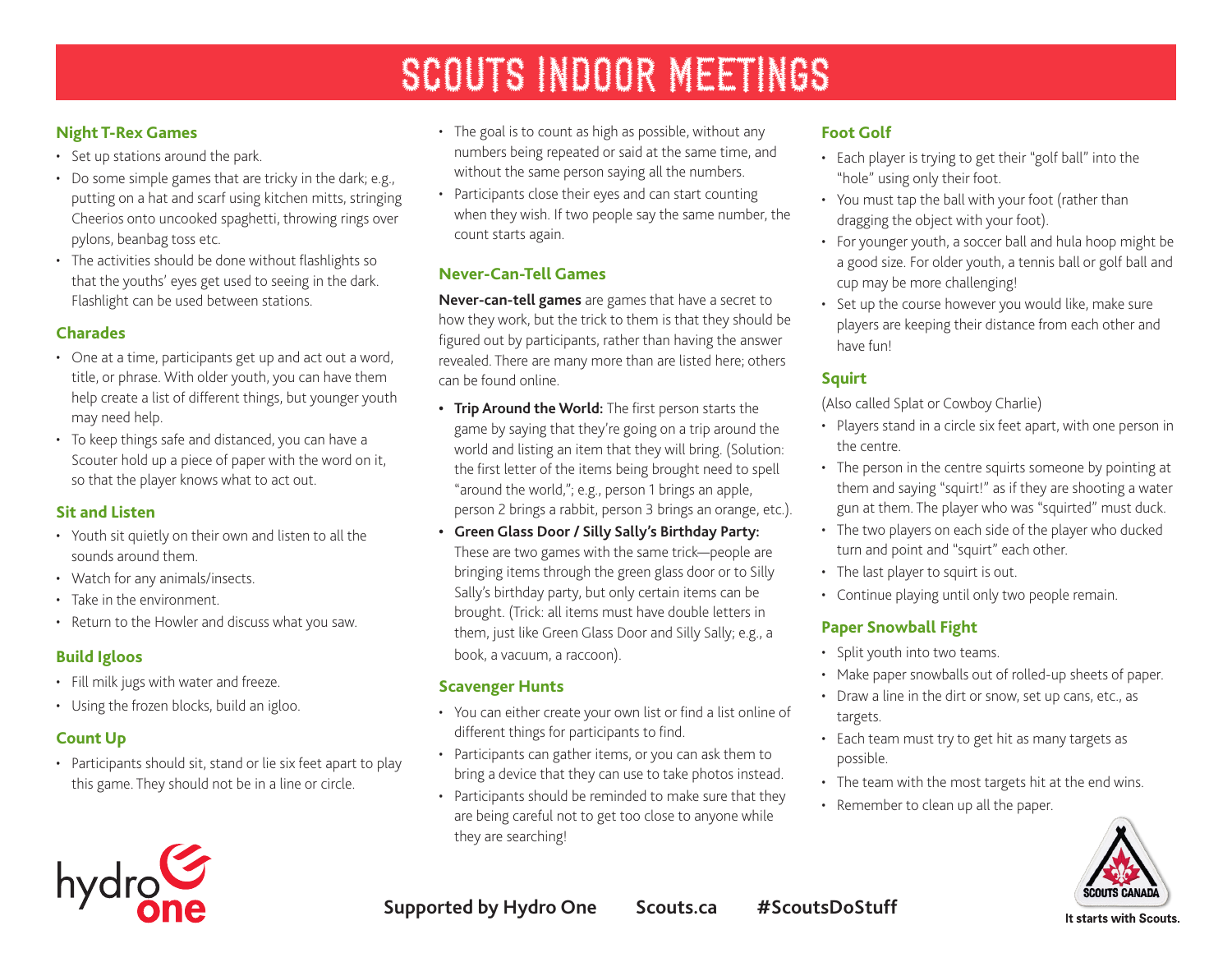# SCOUTS INDOOR MEETINGS

### Night T-Rex Games

- Set up stations around the park.
- Do some simple games that are tricky in the dark; e.g., putting on a hat and scarf using kitchen mitts, stringing Cheerios onto uncooked spaghetti, throwing rings over pylons, beanbag toss etc.
- The activities should be done without flashlights so that the youths' eyes get used to seeing in the dark. Flashlight can be used between stations.

### Charades

- One at a time, participants get up and act out a word, title, or phrase. With older youth, you can have them help create a list of different things, but younger youth may need help.
- To keep things safe and distanced, you can have a Scouter hold up a piece of paper with the word on it, so that the player knows what to act out.

### Sit and Listen

- Youth sit quietly on their own and listen to all the sounds around them.
- Watch for any animals/insects.
- Take in the environment.
- Return to the Howler and discuss what you saw.

### Build Igloos

- Fill milk jugs with water and freeze.
- Using the frozen blocks, build an igloo.

### Count Up

- Participants should sit, stand or lie six feet apart to play this game. They should not be in a line or circle.
- The goal is to count as high as possible, without any numbers being repeated or said at the same time, and without the same person saying all the numbers.
- Participants close their eyes and can start counting when they wish. If two people say the same number, the count starts again.

### Never-Can-Tell Games

**Never-can-tell games** are games that have a secret to how they work, but the trick to them is that they should be figured out by participants, rather than having the answer revealed. There are many more than are listed here; others can be found online.

- **Trip Around the World:** The first person starts the game by saying that they're going on a trip around the world and listing an item that they will bring. (Solution: the first letter of the items being brought need to spell "around the world,"; e.g., person 1 brings an apple, person 2 brings a rabbit, person 3 brings an orange, etc.).
- **Green Glass Door / Silly Sally's Birthday Party:** These are two games with the same trick—people are bringing items through the green glass door or to Silly Sally's birthday party, but only certain items can be brought. (Trick: all items must have double letters in them, just like Green Glass Door and Silly Sally; e.g., a book, a vacuum, a raccoon).

### Scavenger Hunts

- You can either create your own list or find a list online of different things for participants to find.
- Participants can gather items, or you can ask them to bring a device that they can use to take photos instead.
- Participants should be reminded to make sure that they are being careful not to get too close to anyone while they are searching!

### Foot Golf

- Each player is trying to get their "golf ball" into the "hole" using only their foot.
- You must tap the ball with your foot (rather than dragging the object with your foot).
- For younger youth, a soccer ball and hula hoop might be a good size. For older youth, a tennis ball or golf ball and cup may be more challenging!
- Set up the course however you would like, make sure players are keeping their distance from each other and have fun!

### Squirt

(Also called Splat or Cowboy Charlie)

- Players stand in a circle six feet apart, with one person in the centre.
- The person in the centre squirts someone by pointing at them and saying "squirt!" as if they are shooting a water gun at them. The player who was "squirted" must duck.
- The two players on each side of the player who ducked turn and point and "squirt" each other.
- The last player to squirt is out.
- Continue playing until only two people remain.

### Paper Snowball Fight

- Split youth into two teams.
- Make paper snowballs out of rolled-up sheets of paper.
- Draw a line in the dirt or snow, set up cans, etc., as targets.
- Each team must try to get hit as many targets as possible.
- The team with the most targets hit at the end wins.
- Remember to clean up all the paper.

Supported by Hydro One    Scouts.ca    #ScoutsDoStuff

It starts with Scouts.